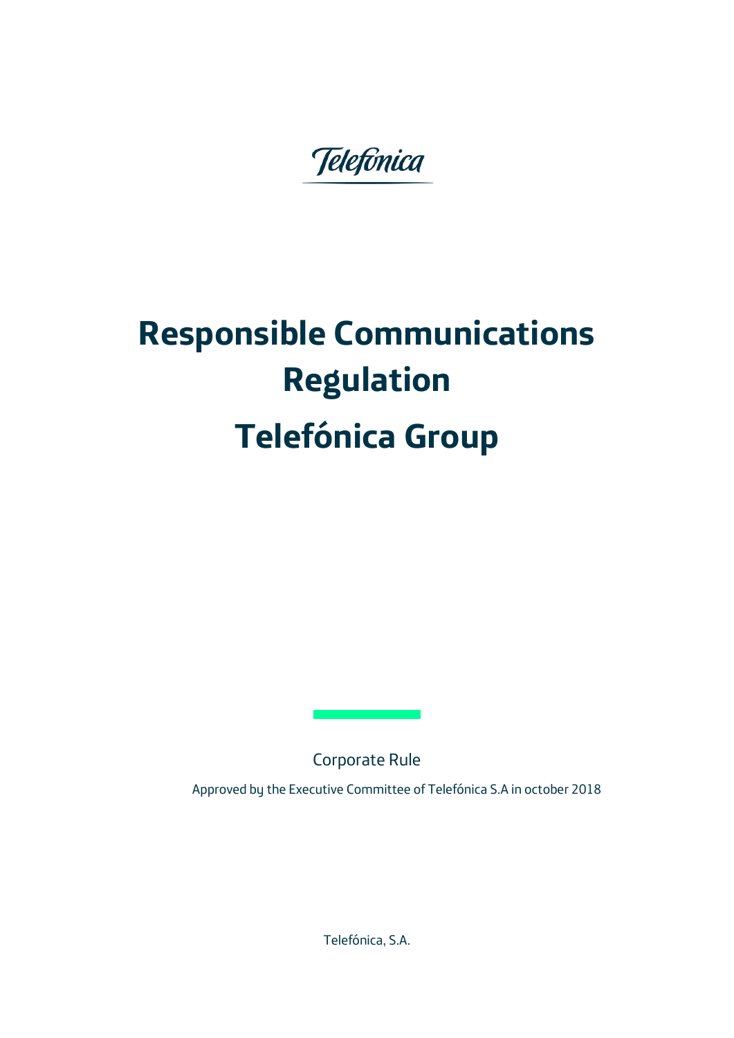Telefónica

# Responsible Communications Regulation

# Telefónica Group

Corporate Rule

Approved by the Executive Committee of Telefónica S.A in october 2018

Telefónica, S.A.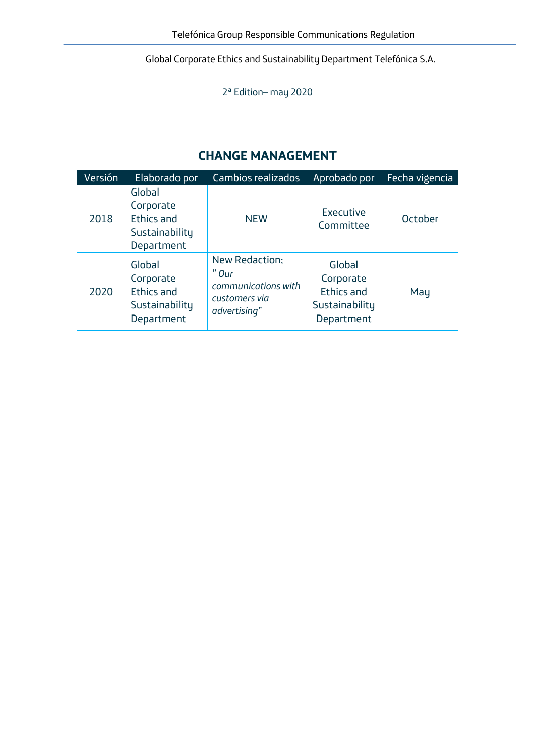Global Corporate Ethics and Sustainability Department Telefónica S.A.

2ª Edition– may 2020

## CHANGE MANAGEMENT

| Versión | Elaborado por | Cambios realizados | Aprobado por | Fecha vigencia |
|---|---|---|---|---|
| 2018 | Global Corporate Ethics and Sustainability Department | NEW | Executive Committee | October |
| 2020 | Global Corporate Ethics and Sustainability Department | New Redaction; *" Our communications with customers via advertising"* | Global Corporate Ethics and Sustainability Department | May |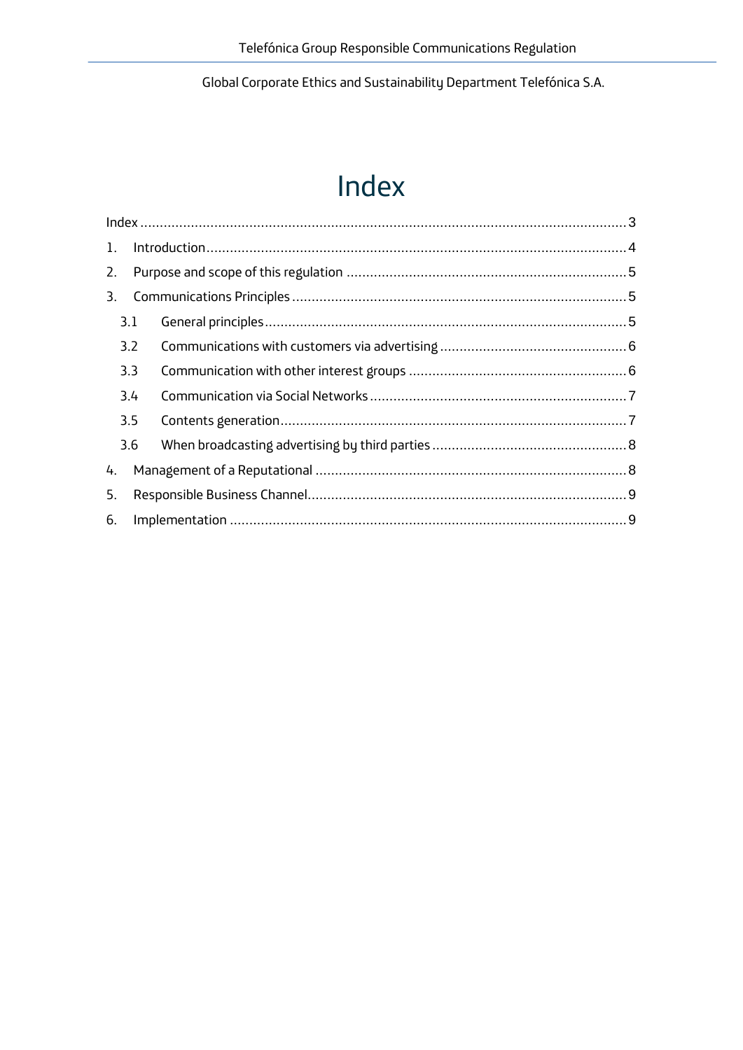Global Corporate Ethics and Sustainability Department Telefónica S.A.

# Index

Index ........................................................................................................................ 3

1. Introduction ....................................................................................................... 4
2. Purpose and scope of this regulation ................................................................ 5
3. Communications Principles ................................................................................ 5
   - 3.1 General principles ........................................................................................ 5
   - 3.2 Communications with customers via advertising ........................................ 6
   - 3.3 Communication with other interest groups ................................................. 6
   - 3.4 Communication via Social Networks ............................................................ 7
   - 3.5 Contents generation ..................................................................................... 7
   - 3.6 When broadcasting advertising by third parties .......................................... 8
4. Management of a Reputational .......................................................................... 8
5. Responsible Business Channel ............................................................................ 9
6. Implementation ................................................................................................... 9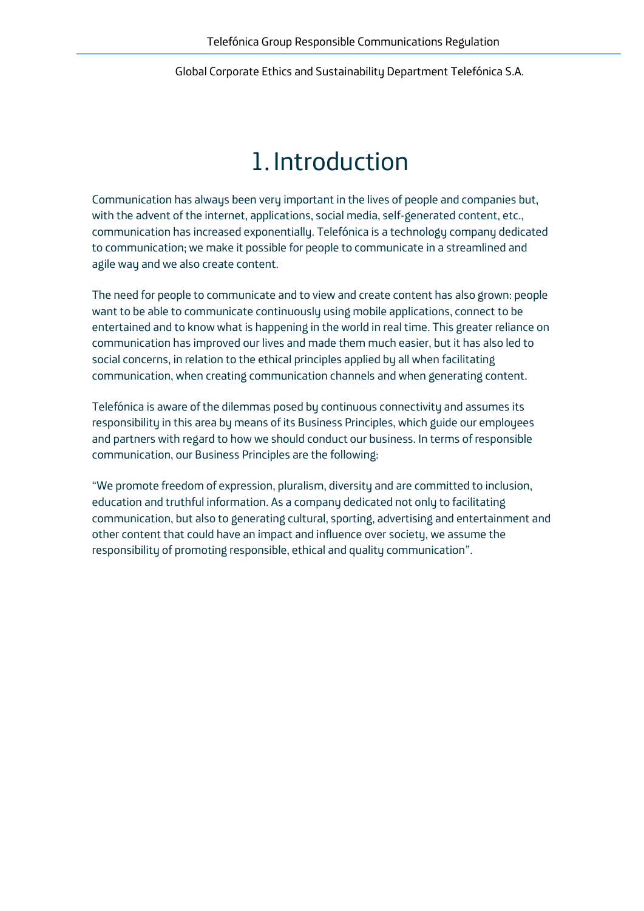# 1. Introduction

Communication has always been very important in the lives of people and companies but, with the advent of the internet, applications, social media, self-generated content, etc., communication has increased exponentially. Telefónica is a technology company dedicated to communication; we make it possible for people to communicate in a streamlined and agile way and we also create content.

The need for people to communicate and to view and create content has also grown: people want to be able to communicate continuously using mobile applications, connect to be entertained and to know what is happening in the world in real time. This greater reliance on communication has improved our lives and made them much easier, but it has also led to social concerns, in relation to the ethical principles applied by all when facilitating communication, when creating communication channels and when generating content.

Telefónica is aware of the dilemmas posed by continuous connectivity and assumes its responsibility in this area by means of its Business Principles, which guide our employees and partners with regard to how we should conduct our business. In terms of responsible communication, our Business Principles are the following:

"We promote freedom of expression, pluralism, diversity and are committed to inclusion, education and truthful information. As a company dedicated not only to facilitating communication, but also to generating cultural, sporting, advertising and entertainment and other content that could have an impact and influence over society, we assume the responsibility of promoting responsible, ethical and quality communication".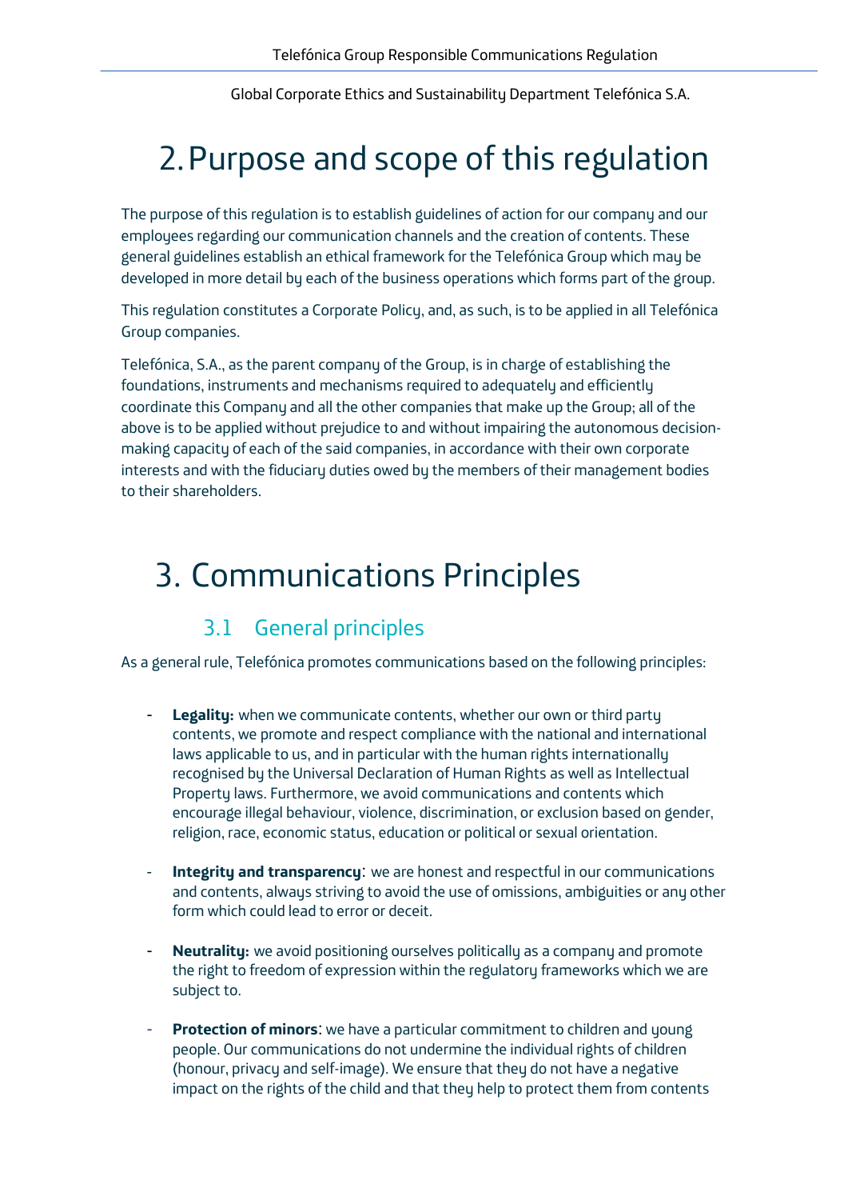Global Corporate Ethics and Sustainability Department Telefónica S.A.

# 2. Purpose and scope of this regulation

The purpose of this regulation is to establish guidelines of action for our company and our employees regarding our communication channels and the creation of contents. These general guidelines establish an ethical framework for the Telefónica Group which may be developed in more detail by each of the business operations which forms part of the group.

This regulation constitutes a Corporate Policy, and, as such, is to be applied in all Telefónica Group companies.

Telefónica, S.A., as the parent company of the Group, is in charge of establishing the foundations, instruments and mechanisms required to adequately and efficiently coordinate this Company and all the other companies that make up the Group; all of the above is to be applied without prejudice to and without impairing the autonomous decision-making capacity of each of the said companies, in accordance with their own corporate interests and with the fiduciary duties owed by the members of their management bodies to their shareholders.

# 3. Communications Principles

## 3.1 General principles

As a general rule, Telefónica promotes communications based on the following principles:

- **Legality:** when we communicate contents, whether our own or third party contents, we promote and respect compliance with the national and international laws applicable to us, and in particular with the human rights internationally recognised by the Universal Declaration of Human Rights as well as Intellectual Property laws. Furthermore, we avoid communications and contents which encourage illegal behaviour, violence, discrimination, or exclusion based on gender, religion, race, economic status, education or political or sexual orientation.

- **Integrity and transparency**: we are honest and respectful in our communications and contents, always striving to avoid the use of omissions, ambiguities or any other form which could lead to error or deceit.

- **Neutrality:** we avoid positioning ourselves politically as a company and promote the right to freedom of expression within the regulatory frameworks which we are subject to.

- **Protection of minors**: we have a particular commitment to children and young people. Our communications do not undermine the individual rights of children (honour, privacy and self-image). We ensure that they do not have a negative impact on the rights of the child and that they help to protect them from contents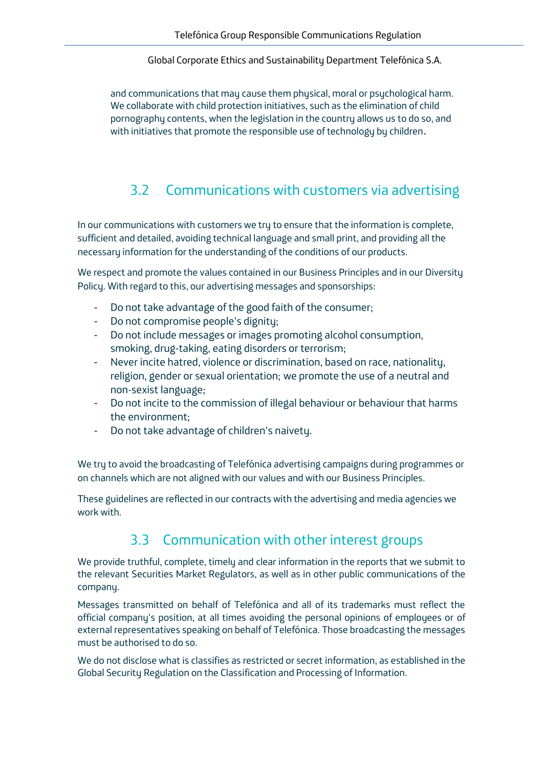and communications that may cause them physical, moral or psychological harm. We collaborate with child protection initiatives, such as the elimination of child pornography contents, when the legislation in the country allows us to do so, and with initiatives that promote the responsible use of technology by children.

## 3.2 Communications with customers via advertising

In our communications with customers we try to ensure that the information is complete, sufficient and detailed, avoiding technical language and small print, and providing all the necessary information for the understanding of the conditions of our products.

We respect and promote the values contained in our Business Principles and in our Diversity Policy. With regard to this, our advertising messages and sponsorships:

- Do not take advantage of the good faith of the consumer;
- Do not compromise people's dignity;
- Do not include messages or images promoting alcohol consumption, smoking, drug-taking, eating disorders or terrorism;
- Never incite hatred, violence or discrimination, based on race, nationality, religion, gender or sexual orientation; we promote the use of a neutral and non-sexist language;
- Do not incite to the commission of illegal behaviour or behaviour that harms the environment;
- Do not take advantage of children's naivety.

We try to avoid the broadcasting of Telefónica advertising campaigns during programmes or on channels which are not aligned with our values and with our Business Principles.

These guidelines are reflected in our contracts with the advertising and media agencies we work with.

## 3.3 Communication with other interest groups

We provide truthful, complete, timely and clear information in the reports that we submit to the relevant Securities Market Regulators, as well as in other public communications of the company.

Messages transmitted on behalf of Telefónica and all of its trademarks must reflect the official company's position, at all times avoiding the personal opinions of employees or of external representatives speaking on behalf of Telefónica. Those broadcasting the messages must be authorised to do so.

We do not disclose what is classifies as restricted or secret information, as established in the Global Security Regulation on the Classification and Processing of Information.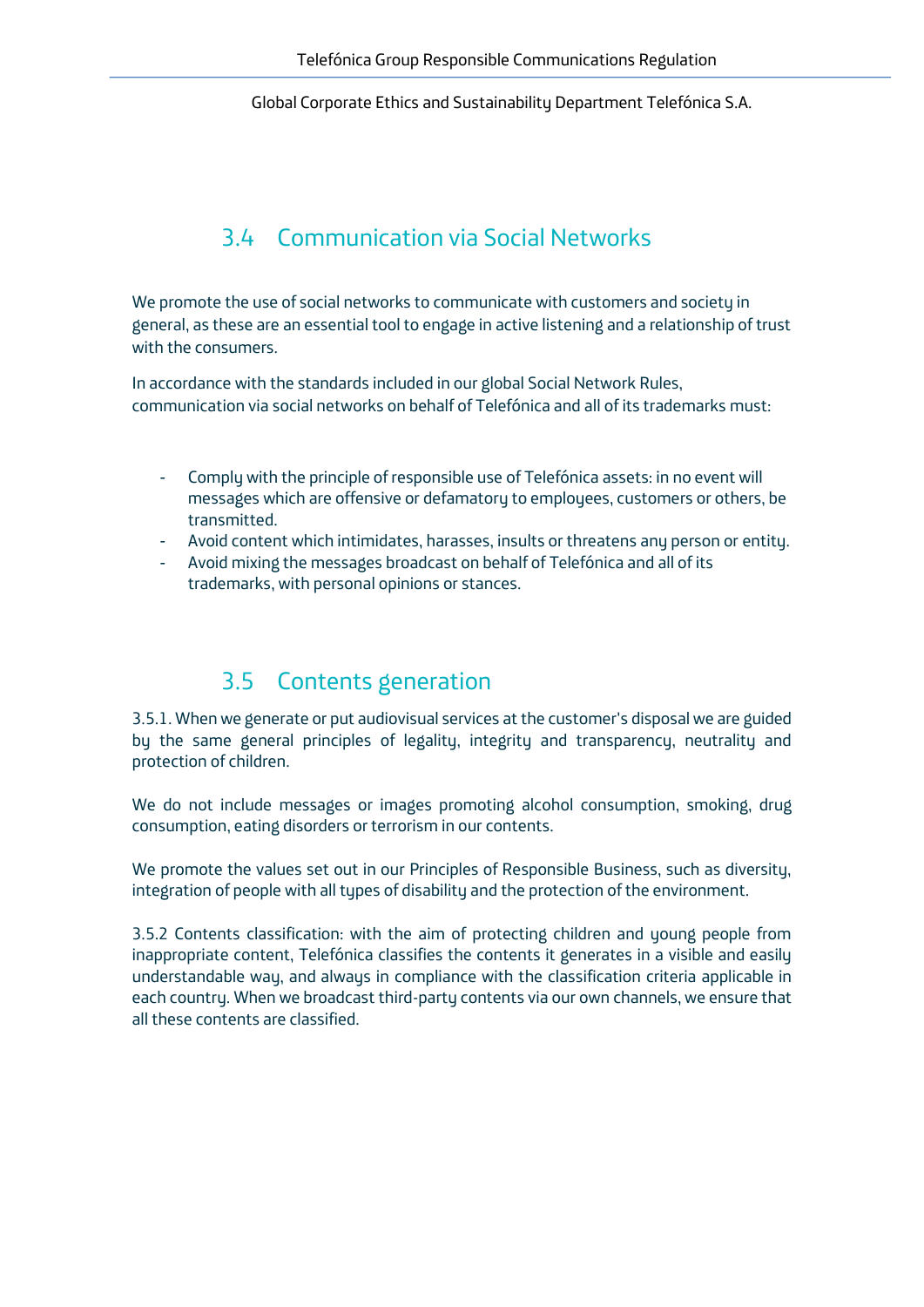## 3.4 Communication via Social Networks

We promote the use of social networks to communicate with customers and society in general, as these are an essential tool to engage in active listening and a relationship of trust with the consumers.

In accordance with the standards included in our global Social Network Rules, communication via social networks on behalf of Telefónica and all of its trademarks must:

- Comply with the principle of responsible use of Telefónica assets: in no event will messages which are offensive or defamatory to employees, customers or others, be transmitted.
- Avoid content which intimidates, harasses, insults or threatens any person or entity.
- Avoid mixing the messages broadcast on behalf of Telefónica and all of its trademarks, with personal opinions or stances.

## 3.5 Contents generation

3.5.1. When we generate or put audiovisual services at the customer's disposal we are guided by the same general principles of legality, integrity and transparency, neutrality and protection of children.

We do not include messages or images promoting alcohol consumption, smoking, drug consumption, eating disorders or terrorism in our contents.

We promote the values set out in our Principles of Responsible Business, such as diversity, integration of people with all types of disability and the protection of the environment.

3.5.2 Contents classification: with the aim of protecting children and young people from inappropriate content, Telefónica classifies the contents it generates in a visible and easily understandable way, and always in compliance with the classification criteria applicable in each country. When we broadcast third-party contents via our own channels, we ensure that all these contents are classified.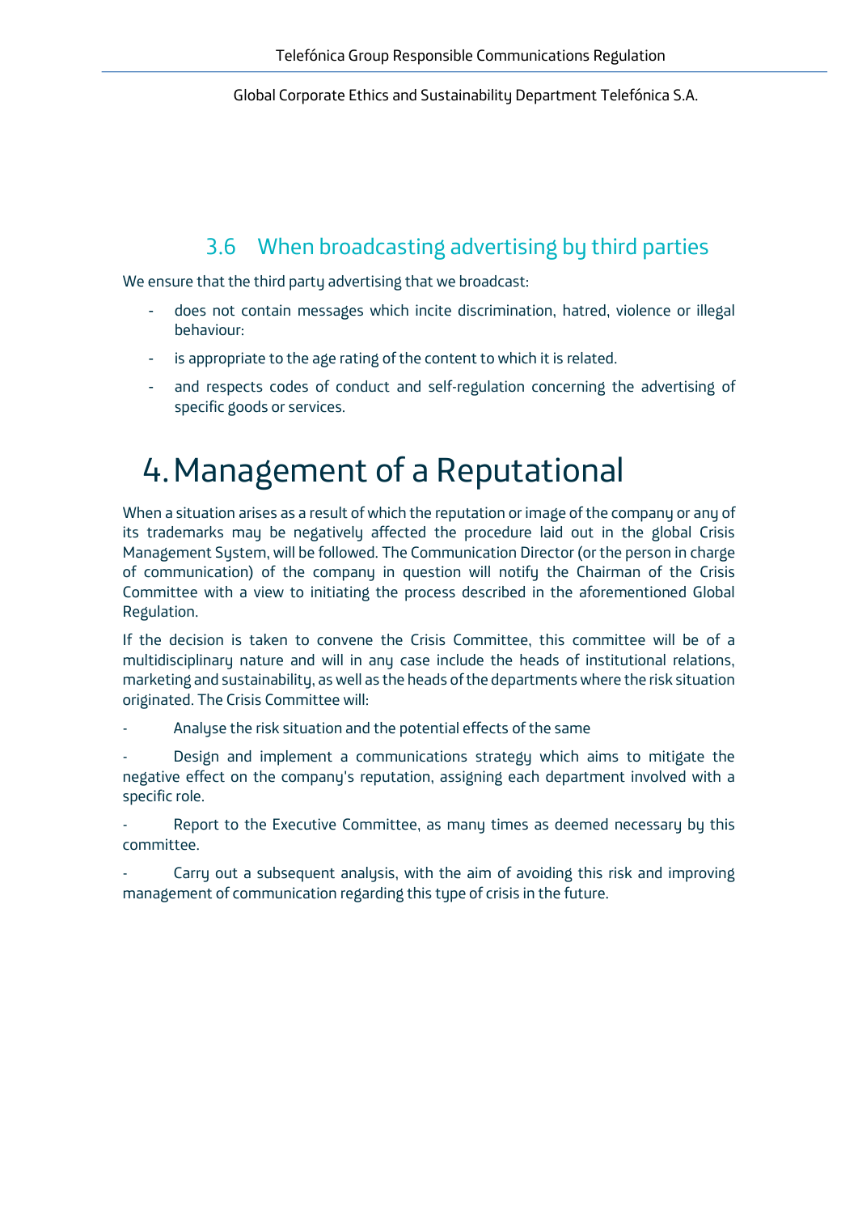### 3.6 When broadcasting advertising by third parties

We ensure that the third party advertising that we broadcast:

- does not contain messages which incite discrimination, hatred, violence or illegal behaviour:
- is appropriate to the age rating of the content to which it is related.
- and respects codes of conduct and self-regulation concerning the advertising of specific goods or services.

# 4. Management of a Reputational

When a situation arises as a result of which the reputation or image of the company or any of its trademarks may be negatively affected the procedure laid out in the global Crisis Management System, will be followed. The Communication Director (or the person in charge of communication) of the company in question will notify the Chairman of the Crisis Committee with a view to initiating the process described in the aforementioned Global Regulation.

If the decision is taken to convene the Crisis Committee, this committee will be of a multidisciplinary nature and will in any case include the heads of institutional relations, marketing and sustainability, as well as the heads of the departments where the risk situation originated. The Crisis Committee will:

- Analyse the risk situation and the potential effects of the same
- Design and implement a communications strategy which aims to mitigate the negative effect on the company's reputation, assigning each department involved with a specific role.
- Report to the Executive Committee, as many times as deemed necessary by this committee.
- Carry out a subsequent analysis, with the aim of avoiding this risk and improving management of communication regarding this type of crisis in the future.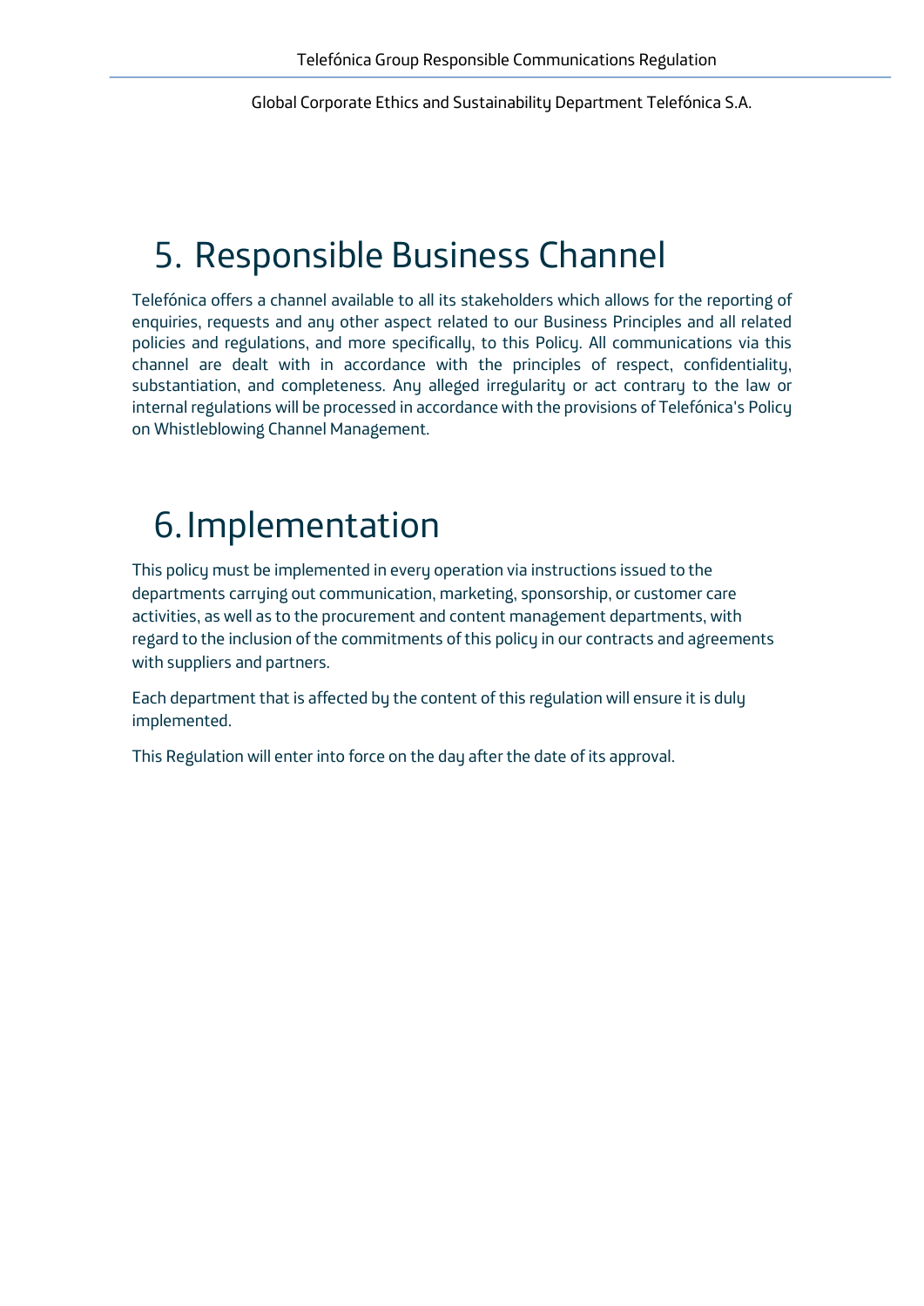# 5. Responsible Business Channel

Telefónica offers a channel available to all its stakeholders which allows for the reporting of enquiries, requests and any other aspect related to our Business Principles and all related policies and regulations, and more specifically, to this Policy. All communications via this channel are dealt with in accordance with the principles of respect, confidentiality, substantiation, and completeness. Any alleged irregularity or act contrary to the law or internal regulations will be processed in accordance with the provisions of Telefónica's Policy on Whistleblowing Channel Management.

# 6. Implementation

This policy must be implemented in every operation via instructions issued to the departments carrying out communication, marketing, sponsorship, or customer care activities, as well as to the procurement and content management departments, with regard to the inclusion of the commitments of this policy in our contracts and agreements with suppliers and partners.

Each department that is affected by the content of this regulation will ensure it is duly implemented.

This Regulation will enter into force on the day after the date of its approval.